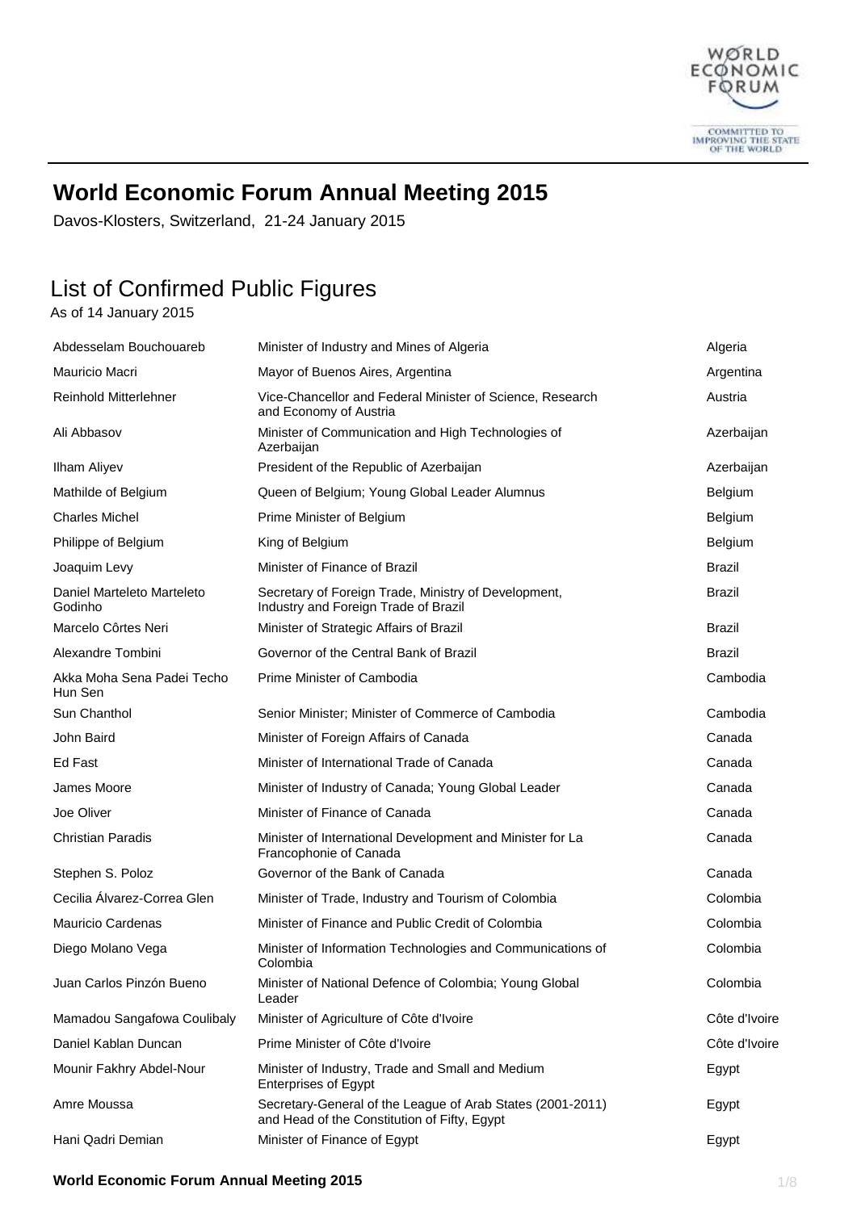# World Economic Forum Annual Meeting 2015

Davos-Klosters, Switzerland, 21-24 January 2015

## List of Confirmed Public Figures

As of 14 January 2015

| | | |
|---|---|---|
| Abdesselam Bouchouareb | Minister of Industry and Mines of Algeria | Algeria |
| Mauricio Macri | Mayor of Buenos Aires, Argentina | Argentina |
| Reinhold Mitterlehner | Vice-Chancellor and Federal Minister of Science, Research and Economy of Austria | Austria |
| Ali Abbasov | Minister of Communication and High Technologies of Azerbaijan | Azerbaijan |
| Ilham Aliyev | President of the Republic of Azerbaijan | Azerbaijan |
| Mathilde of Belgium | Queen of Belgium; Young Global Leader Alumnus | Belgium |
| Charles Michel | Prime Minister of Belgium | Belgium |
| Philippe of Belgium | King of Belgium | Belgium |
| Joaquim Levy | Minister of Finance of Brazil | Brazil |
| Daniel Marteleto Marteleto Godinho | Secretary of Foreign Trade, Ministry of Development, Industry and Foreign Trade of Brazil | Brazil |
| Marcelo Côrtes Neri | Minister of Strategic Affairs of Brazil | Brazil |
| Alexandre Tombini | Governor of the Central Bank of Brazil | Brazil |
| Akka Moha Sena Padei Techo Hun Sen | Prime Minister of Cambodia | Cambodia |
| Sun Chanthol | Senior Minister; Minister of Commerce of Cambodia | Cambodia |
| John Baird | Minister of Foreign Affairs of Canada | Canada |
| Ed Fast | Minister of International Trade of Canada | Canada |
| James Moore | Minister of Industry of Canada; Young Global Leader | Canada |
| Joe Oliver | Minister of Finance of Canada | Canada |
| Christian Paradis | Minister of International Development and Minister for La Francophonie of Canada | Canada |
| Stephen S. Poloz | Governor of the Bank of Canada | Canada |
| Cecilia Álvarez-Correa Glen | Minister of Trade, Industry and Tourism of Colombia | Colombia |
| Mauricio Cardenas | Minister of Finance and Public Credit of Colombia | Colombia |
| Diego Molano Vega | Minister of Information Technologies and Communications of Colombia | Colombia |
| Juan Carlos Pinzón Bueno | Minister of National Defence of Colombia; Young Global Leader | Colombia |
| Mamadou Sangafowa Coulibaly | Minister of Agriculture of Côte d'Ivoire | Côte d'Ivoire |
| Daniel Kablan Duncan | Prime Minister of Côte d'Ivoire | Côte d'Ivoire |
| Mounir Fakhry Abdel-Nour | Minister of Industry, Trade and Small and Medium Enterprises of Egypt | Egypt |
| Amre Moussa | Secretary-General of the League of Arab States (2001-2011) and Head of the Constitution of Fifty, Egypt | Egypt |
| Hani Qadri Demian | Minister of Finance of Egypt | Egypt |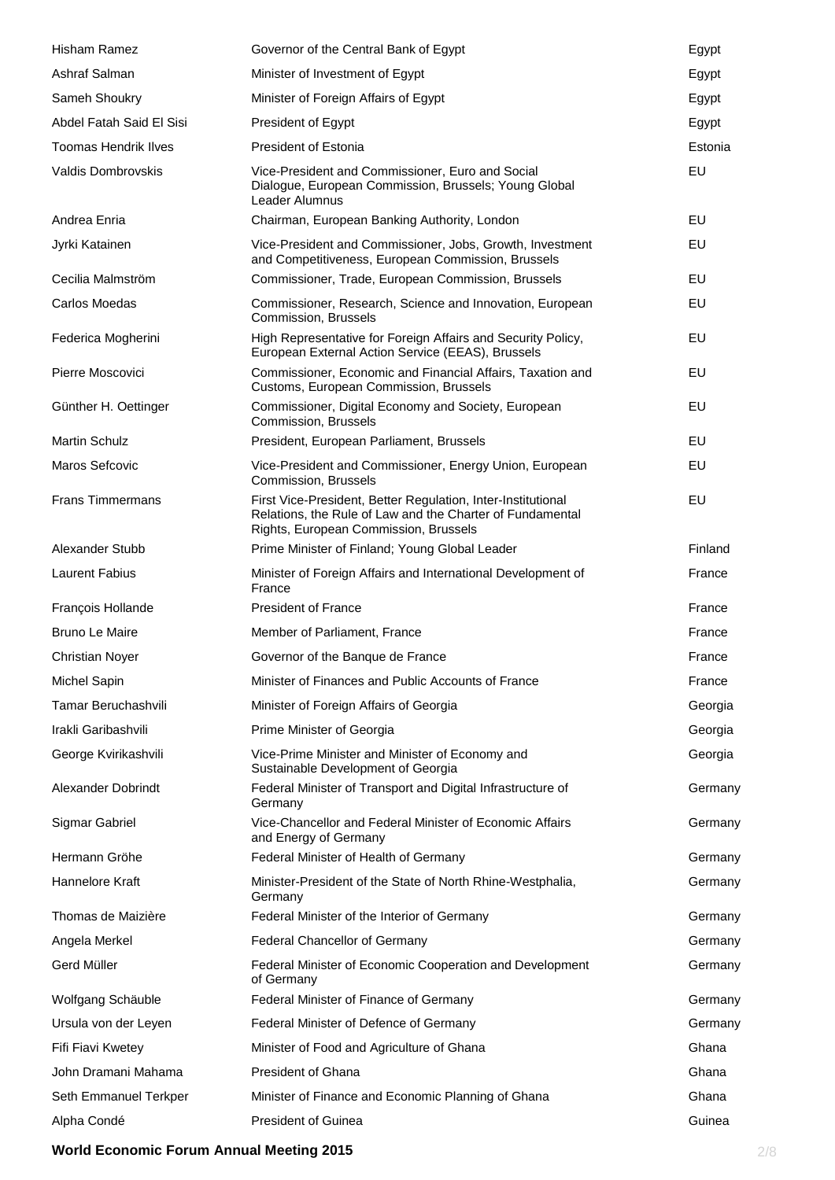| | | |
|---|---|---|
| Hisham Ramez | Governor of the Central Bank of Egypt | Egypt |
| Ashraf Salman | Minister of Investment of Egypt | Egypt |
| Sameh Shoukry | Minister of Foreign Affairs of Egypt | Egypt |
| Abdel Fatah Said El Sisi | President of Egypt | Egypt |
| Toomas Hendrik Ilves | President of Estonia | Estonia |
| Valdis Dombrovskis | Vice-President and Commissioner, Euro and Social Dialogue, European Commission, Brussels; Young Global Leader Alumnus | EU |
| Andrea Enria | Chairman, European Banking Authority, London | EU |
| Jyrki Katainen | Vice-President and Commissioner, Jobs, Growth, Investment and Competitiveness, European Commission, Brussels | EU |
| Cecilia Malmström | Commissioner, Trade, European Commission, Brussels | EU |
| Carlos Moedas | Commissioner, Research, Science and Innovation, European Commission, Brussels | EU |
| Federica Mogherini | High Representative for Foreign Affairs and Security Policy, European External Action Service (EEAS), Brussels | EU |
| Pierre Moscovici | Commissioner, Economic and Financial Affairs, Taxation and Customs, European Commission, Brussels | EU |
| Günther H. Oettinger | Commissioner, Digital Economy and Society, European Commission, Brussels | EU |
| Martin Schulz | President, European Parliament, Brussels | EU |
| Maros Sefcovic | Vice-President and Commissioner, Energy Union, European Commission, Brussels | EU |
| Frans Timmermans | First Vice-President, Better Regulation, Inter-Institutional Relations, the Rule of Law and the Charter of Fundamental Rights, European Commission, Brussels | EU |
| Alexander Stubb | Prime Minister of Finland; Young Global Leader | Finland |
| Laurent Fabius | Minister of Foreign Affairs and International Development of France | France |
| François Hollande | President of France | France |
| Bruno Le Maire | Member of Parliament, France | France |
| Christian Noyer | Governor of the Banque de France | France |
| Michel Sapin | Minister of Finances and Public Accounts of France | France |
| Tamar Beruchashvili | Minister of Foreign Affairs of Georgia | Georgia |
| Irakli Garibashvili | Prime Minister of Georgia | Georgia |
| George Kvirikashvili | Vice-Prime Minister and Minister of Economy and Sustainable Development of Georgia | Georgia |
| Alexander Dobrindt | Federal Minister of Transport and Digital Infrastructure of Germany | Germany |
| Sigmar Gabriel | Vice-Chancellor and Federal Minister of Economic Affairs and Energy of Germany | Germany |
| Hermann Gröhe | Federal Minister of Health of Germany | Germany |
| Hannelore Kraft | Minister-President of the State of North Rhine-Westphalia, Germany | Germany |
| Thomas de Maizière | Federal Minister of the Interior of Germany | Germany |
| Angela Merkel | Federal Chancellor of Germany | Germany |
| Gerd Müller | Federal Minister of Economic Cooperation and Development of Germany | Germany |
| Wolfgang Schäuble | Federal Minister of Finance of Germany | Germany |
| Ursula von der Leyen | Federal Minister of Defence of Germany | Germany |
| Fifi Fiavi Kwetey | Minister of Food and Agriculture of Ghana | Ghana |
| John Dramani Mahama | President of Ghana | Ghana |
| Seth Emmanuel Terkper | Minister of Finance and Economic Planning of Ghana | Ghana |
| Alpha Condé | President of Guinea | Guinea |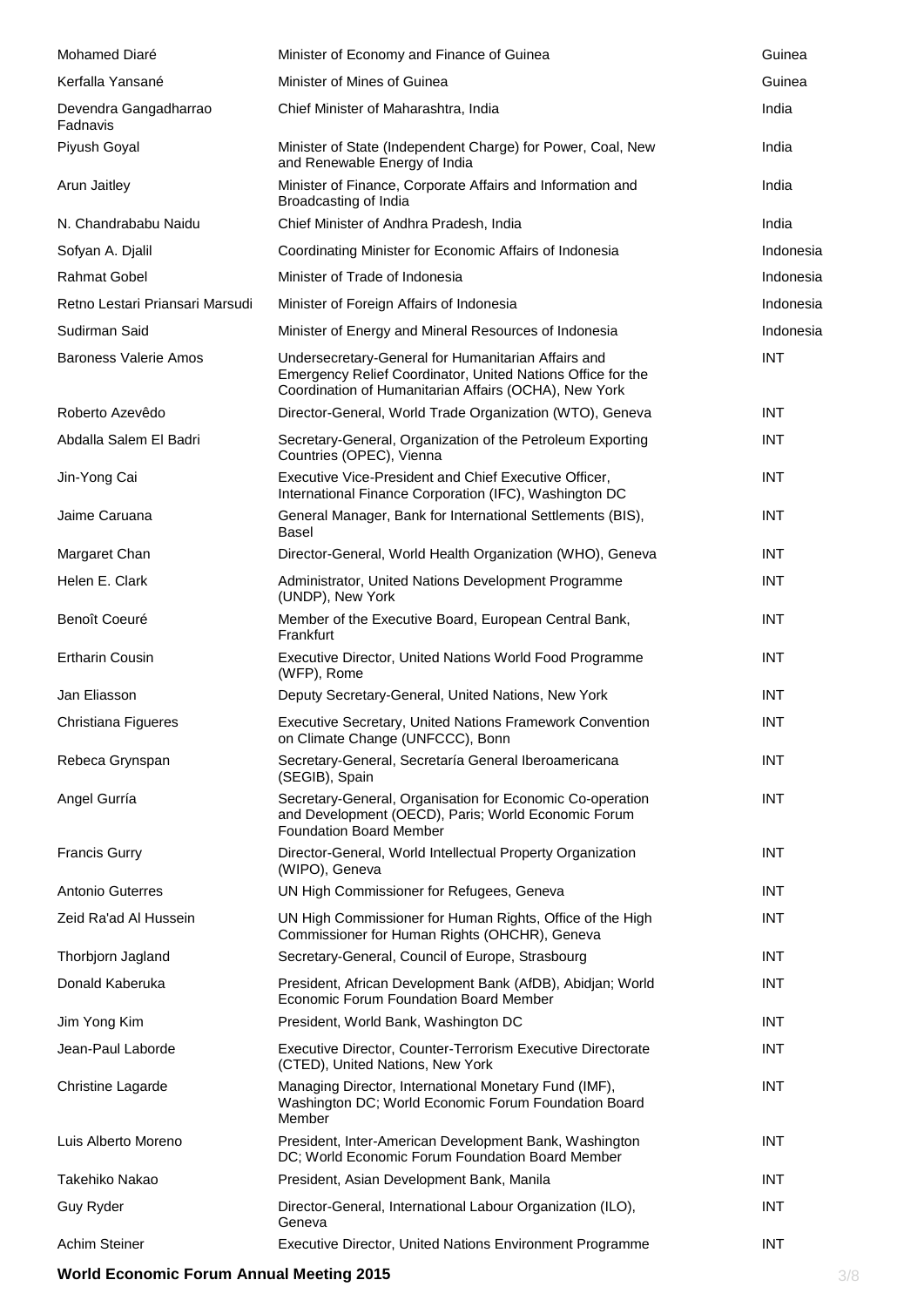| | | |
|---|---|---|
| Mohamed Diaré | Minister of Economy and Finance of Guinea | Guinea |
| Kerfalla Yansané | Minister of Mines of Guinea | Guinea |
| Devendra Gangadharrao Fadnavis | Chief Minister of Maharashtra, India | India |
| Piyush Goyal | Minister of State (Independent Charge) for Power, Coal, New and Renewable Energy of India | India |
| Arun Jaitley | Minister of Finance, Corporate Affairs and Information and Broadcasting of India | India |
| N. Chandrababu Naidu | Chief Minister of Andhra Pradesh, India | India |
| Sofyan A. Djalil | Coordinating Minister for Economic Affairs of Indonesia | Indonesia |
| Rahmat Gobel | Minister of Trade of Indonesia | Indonesia |
| Retno Lestari Priansari Marsudi | Minister of Foreign Affairs of Indonesia | Indonesia |
| Sudirman Said | Minister of Energy and Mineral Resources of Indonesia | Indonesia |
| Baroness Valerie Amos | Undersecretary-General for Humanitarian Affairs and Emergency Relief Coordinator, United Nations Office for the Coordination of Humanitarian Affairs (OCHA), New York | INT |
| Roberto Azevêdo | Director-General, World Trade Organization (WTO), Geneva | INT |
| Abdalla Salem El Badri | Secretary-General, Organization of the Petroleum Exporting Countries (OPEC), Vienna | INT |
| Jin-Yong Cai | Executive Vice-President and Chief Executive Officer, International Finance Corporation (IFC), Washington DC | INT |
| Jaime Caruana | General Manager, Bank for International Settlements (BIS), Basel | INT |
| Margaret Chan | Director-General, World Health Organization (WHO), Geneva | INT |
| Helen E. Clark | Administrator, United Nations Development Programme (UNDP), New York | INT |
| Benoît Coeuré | Member of the Executive Board, European Central Bank, Frankfurt | INT |
| Ertharin Cousin | Executive Director, United Nations World Food Programme (WFP), Rome | INT |
| Jan Eliasson | Deputy Secretary-General, United Nations, New York | INT |
| Christiana Figueres | Executive Secretary, United Nations Framework Convention on Climate Change (UNFCCC), Bonn | INT |
| Rebeca Grynspan | Secretary-General, Secretaría General Iberoamericana (SEGIB), Spain | INT |
| Angel Gurría | Secretary-General, Organisation for Economic Co-operation and Development (OECD), Paris; World Economic Forum Foundation Board Member | INT |
| Francis Gurry | Director-General, World Intellectual Property Organization (WIPO), Geneva | INT |
| Antonio Guterres | UN High Commissioner for Refugees, Geneva | INT |
| Zeid Ra'ad Al Hussein | UN High Commissioner for Human Rights, Office of the High Commissioner for Human Rights (OHCHR), Geneva | INT |
| Thorbjorn Jagland | Secretary-General, Council of Europe, Strasbourg | INT |
| Donald Kaberuka | President, African Development Bank (AfDB), Abidjan; World Economic Forum Foundation Board Member | INT |
| Jim Yong Kim | President, World Bank, Washington DC | INT |
| Jean-Paul Laborde | Executive Director, Counter-Terrorism Executive Directorate (CTED), United Nations, New York | INT |
| Christine Lagarde | Managing Director, International Monetary Fund (IMF), Washington DC; World Economic Forum Foundation Board Member | INT |
| Luis Alberto Moreno | President, Inter-American Development Bank, Washington DC; World Economic Forum Foundation Board Member | INT |
| Takehiko Nakao | President, Asian Development Bank, Manila | INT |
| Guy Ryder | Director-General, International Labour Organization (ILO), Geneva | INT |
| Achim Steiner | Executive Director, United Nations Environment Programme | INT |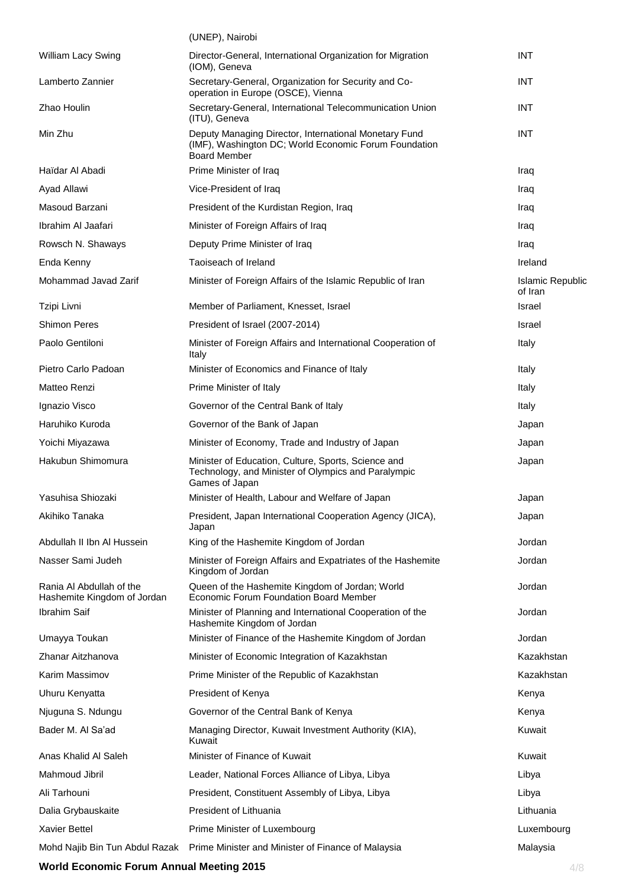| | | |
|---|---|---|
| | (UNEP), Nairobi | |
| William Lacy Swing | Director-General, International Organization for Migration (IOM), Geneva | INT |
| Lamberto Zannier | Secretary-General, Organization for Security and Co-operation in Europe (OSCE), Vienna | INT |
| Zhao Houlin | Secretary-General, International Telecommunication Union (ITU), Geneva | INT |
| Min Zhu | Deputy Managing Director, International Monetary Fund (IMF), Washington DC; World Economic Forum Foundation Board Member | INT |
| Haïdar Al Abadi | Prime Minister of Iraq | Iraq |
| Ayad Allawi | Vice-President of Iraq | Iraq |
| Masoud Barzani | President of the Kurdistan Region, Iraq | Iraq |
| Ibrahim Al Jaafari | Minister of Foreign Affairs of Iraq | Iraq |
| Rowsch N. Shaways | Deputy Prime Minister of Iraq | Iraq |
| Enda Kenny | Taoiseach of Ireland | Ireland |
| Mohammad Javad Zarif | Minister of Foreign Affairs of the Islamic Republic of Iran | Islamic Republic of Iran |
| Tzipi Livni | Member of Parliament, Knesset, Israel | Israel |
| Shimon Peres | President of Israel (2007-2014) | Israel |
| Paolo Gentiloni | Minister of Foreign Affairs and International Cooperation of Italy | Italy |
| Pietro Carlo Padoan | Minister of Economics and Finance of Italy | Italy |
| Matteo Renzi | Prime Minister of Italy | Italy |
| Ignazio Visco | Governor of the Central Bank of Italy | Italy |
| Haruhiko Kuroda | Governor of the Bank of Japan | Japan |
| Yoichi Miyazawa | Minister of Economy, Trade and Industry of Japan | Japan |
| Hakubun Shimomura | Minister of Education, Culture, Sports, Science and Technology, and Minister of Olympics and Paralympic Games of Japan | Japan |
| Yasuhisa Shiozaki | Minister of Health, Labour and Welfare of Japan | Japan |
| Akihiko Tanaka | President, Japan International Cooperation Agency (JICA), Japan | Japan |
| Abdullah II Ibn Al Hussein | King of the Hashemite Kingdom of Jordan | Jordan |
| Nasser Sami Judeh | Minister of Foreign Affairs and Expatriates of the Hashemite Kingdom of Jordan | Jordan |
| Rania Al Abdullah of the Hashemite Kingdom of Jordan | Queen of the Hashemite Kingdom of Jordan; World Economic Forum Foundation Board Member | Jordan |
| Ibrahim Saif | Minister of Planning and International Cooperation of the Hashemite Kingdom of Jordan | Jordan |
| Umayya Toukan | Minister of Finance of the Hashemite Kingdom of Jordan | Jordan |
| Zhanar Aitzhanova | Minister of Economic Integration of Kazakhstan | Kazakhstan |
| Karim Massimov | Prime Minister of the Republic of Kazakhstan | Kazakhstan |
| Uhuru Kenyatta | President of Kenya | Kenya |
| Njuguna S. Ndungu | Governor of the Central Bank of Kenya | Kenya |
| Bader M. Al Sa'ad | Managing Director, Kuwait Investment Authority (KIA), Kuwait | Kuwait |
| Anas Khalid Al Saleh | Minister of Finance of Kuwait | Kuwait |
| Mahmoud Jibril | Leader, National Forces Alliance of Libya, Libya | Libya |
| Ali Tarhouni | President, Constituent Assembly of Libya, Libya | Libya |
| Dalia Grybauskaite | President of Lithuania | Lithuania |
| Xavier Bettel | Prime Minister of Luxembourg | Luxembourg |
| Mohd Najib Bin Tun Abdul Razak | Prime Minister and Minister of Finance of Malaysia | Malaysia |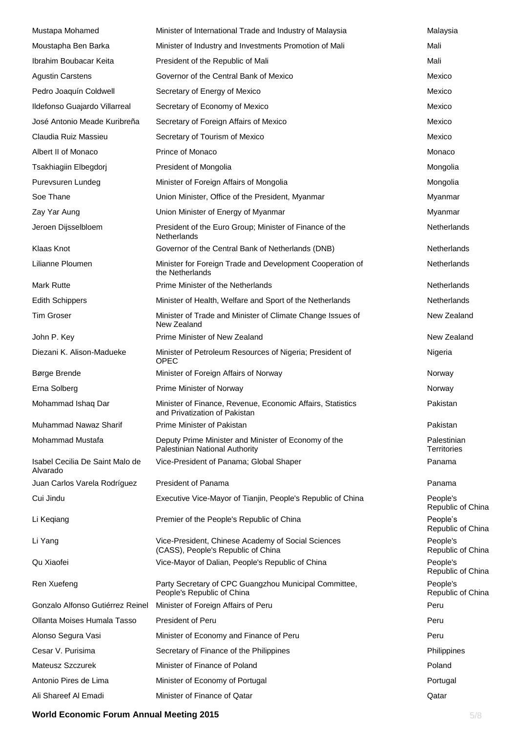| | | |
|---|---|---|
| Mustapa Mohamed | Minister of International Trade and Industry of Malaysia | Malaysia |
| Moustapha Ben Barka | Minister of Industry and Investments Promotion of Mali | Mali |
| Ibrahim Boubacar Keita | President of the Republic of Mali | Mali |
| Agustin Carstens | Governor of the Central Bank of Mexico | Mexico |
| Pedro Joaquín Coldwell | Secretary of Energy of Mexico | Mexico |
| Ildefonso Guajardo Villarreal | Secretary of Economy of Mexico | Mexico |
| José Antonio Meade Kuribreña | Secretary of Foreign Affairs of Mexico | Mexico |
| Claudia Ruiz Massieu | Secretary of Tourism of Mexico | Mexico |
| Albert II of Monaco | Prince of Monaco | Monaco |
| Tsakhiagiin Elbegdorj | President of Mongolia | Mongolia |
| Purevsuren Lundeg | Minister of Foreign Affairs of Mongolia | Mongolia |
| Soe Thane | Union Minister, Office of the President, Myanmar | Myanmar |
| Zay Yar Aung | Union Minister of Energy of Myanmar | Myanmar |
| Jeroen Dijsselbloem | President of the Euro Group; Minister of Finance of the Netherlands | Netherlands |
| Klaas Knot | Governor of the Central Bank of Netherlands (DNB) | Netherlands |
| Lilianne Ploumen | Minister for Foreign Trade and Development Cooperation of the Netherlands | Netherlands |
| Mark Rutte | Prime Minister of the Netherlands | Netherlands |
| Edith Schippers | Minister of Health, Welfare and Sport of the Netherlands | Netherlands |
| Tim Groser | Minister of Trade and Minister of Climate Change Issues of New Zealand | New Zealand |
| John P. Key | Prime Minister of New Zealand | New Zealand |
| Diezani K. Alison-Madueke | Minister of Petroleum Resources of Nigeria; President of OPEC | Nigeria |
| Børge Brende | Minister of Foreign Affairs of Norway | Norway |
| Erna Solberg | Prime Minister of Norway | Norway |
| Mohammad Ishaq Dar | Minister of Finance, Revenue, Economic Affairs, Statistics and Privatization of Pakistan | Pakistan |
| Muhammad Nawaz Sharif | Prime Minister of Pakistan | Pakistan |
| Mohammad Mustafa | Deputy Prime Minister and Minister of Economy of the Palestinian National Authority | Palestinian Territories |
| Isabel Cecilia De Saint Malo de Alvarado | Vice-President of Panama; Global Shaper | Panama |
| Juan Carlos Varela Rodríguez | President of Panama | Panama |
| Cui Jindu | Executive Vice-Mayor of Tianjin, People's Republic of China | People's Republic of China |
| Li Keqiang | Premier of the People's Republic of China | People's Republic of China |
| Li Yang | Vice-President, Chinese Academy of Social Sciences (CASS), People's Republic of China | People's Republic of China |
| Qu Xiaofei | Vice-Mayor of Dalian, People's Republic of China | People's Republic of China |
| Ren Xuefeng | Party Secretary of CPC Guangzhou Municipal Committee, People's Republic of China | People's Republic of China |
| Gonzalo Alfonso Gutiérrez Reinel | Minister of Foreign Affairs of Peru | Peru |
| Ollanta Moises Humala Tasso | President of Peru | Peru |
| Alonso Segura Vasi | Minister of Economy and Finance of Peru | Peru |
| Cesar V. Purisima | Secretary of Finance of the Philippines | Philippines |
| Mateusz Szczurek | Minister of Finance of Poland | Poland |
| Antonio Pires de Lima | Minister of Economy of Portugal | Portugal |
| Ali Shareef Al Emadi | Minister of Finance of Qatar | Qatar |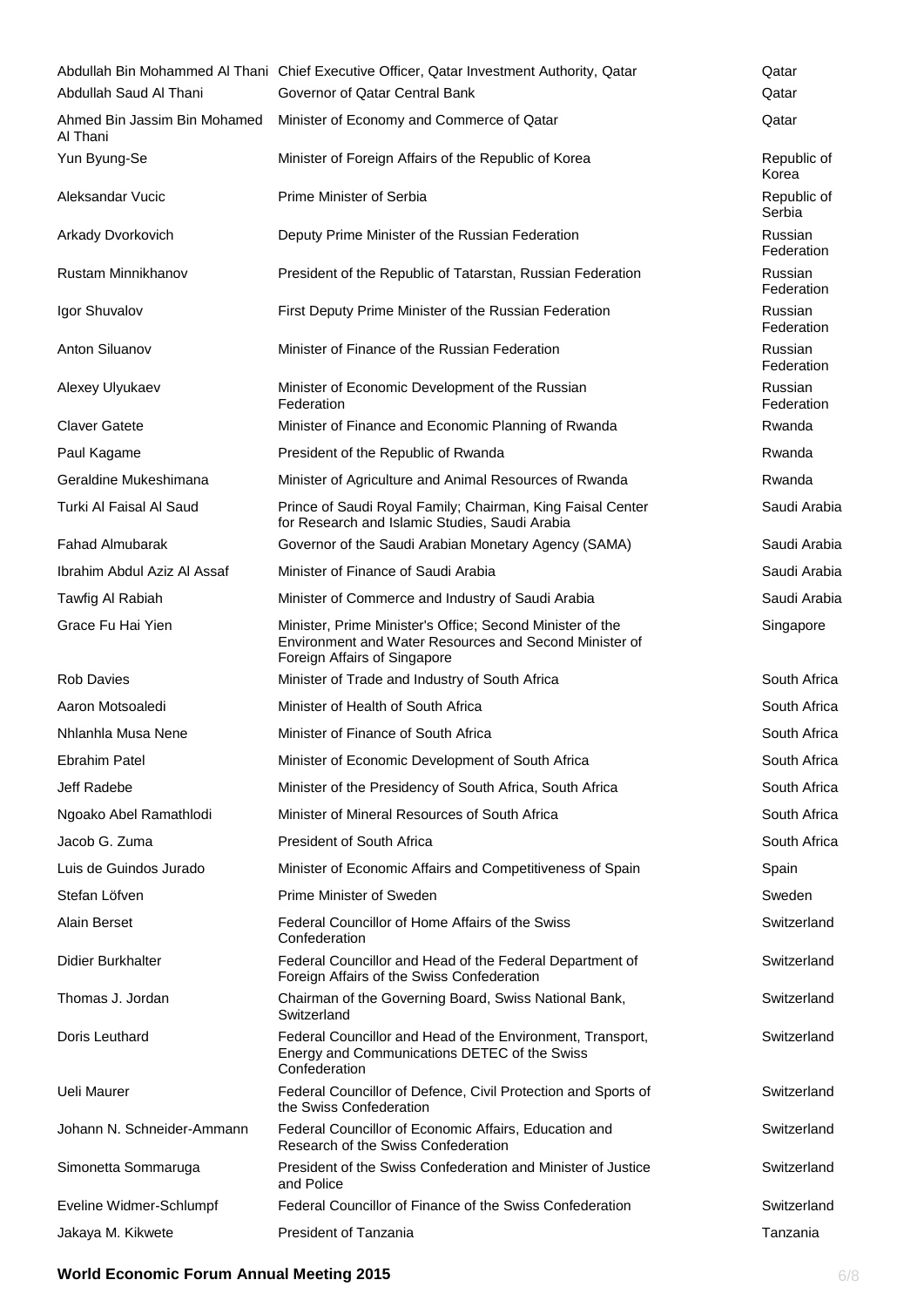| | | |
|---|---|---|
| Abdullah Bin Mohammed Al Thani | Chief Executive Officer, Qatar Investment Authority, Qatar | Qatar |
| Abdullah Saud Al Thani | Governor of Qatar Central Bank | Qatar |
| Ahmed Bin Jassim Bin Mohamed Al Thani | Minister of Economy and Commerce of Qatar | Qatar |
| Yun Byung-Se | Minister of Foreign Affairs of the Republic of Korea | Republic of Korea |
| Aleksandar Vucic | Prime Minister of Serbia | Republic of Serbia |
| Arkady Dvorkovich | Deputy Prime Minister of the Russian Federation | Russian Federation |
| Rustam Minnikhanov | President of the Republic of Tatarstan, Russian Federation | Russian Federation |
| Igor Shuvalov | First Deputy Prime Minister of the Russian Federation | Russian Federation |
| Anton Siluanov | Minister of Finance of the Russian Federation | Russian Federation |
| Alexey Ulyukaev | Minister of Economic Development of the Russian Federation | Russian Federation |
| Claver Gatete | Minister of Finance and Economic Planning of Rwanda | Rwanda |
| Paul Kagame | President of the Republic of Rwanda | Rwanda |
| Geraldine Mukeshimana | Minister of Agriculture and Animal Resources of Rwanda | Rwanda |
| Turki Al Faisal Al Saud | Prince of Saudi Royal Family; Chairman, King Faisal Center for Research and Islamic Studies, Saudi Arabia | Saudi Arabia |
| Fahad Almubarak | Governor of the Saudi Arabian Monetary Agency (SAMA) | Saudi Arabia |
| Ibrahim Abdul Aziz Al Assaf | Minister of Finance of Saudi Arabia | Saudi Arabia |
| Tawfig Al Rabiah | Minister of Commerce and Industry of Saudi Arabia | Saudi Arabia |
| Grace Fu Hai Yien | Minister, Prime Minister's Office; Second Minister of the Environment and Water Resources and Second Minister of Foreign Affairs of Singapore | Singapore |
| Rob Davies | Minister of Trade and Industry of South Africa | South Africa |
| Aaron Motsoaledi | Minister of Health of South Africa | South Africa |
| Nhlanhla Musa Nene | Minister of Finance of South Africa | South Africa |
| Ebrahim Patel | Minister of Economic Development of South Africa | South Africa |
| Jeff Radebe | Minister of the Presidency of South Africa, South Africa | South Africa |
| Ngoako Abel Ramathlodi | Minister of Mineral Resources of South Africa | South Africa |
| Jacob G. Zuma | President of South Africa | South Africa |
| Luis de Guindos Jurado | Minister of Economic Affairs and Competitiveness of Spain | Spain |
| Stefan Löfven | Prime Minister of Sweden | Sweden |
| Alain Berset | Federal Councillor of Home Affairs of the Swiss Confederation | Switzerland |
| Didier Burkhalter | Federal Councillor and Head of the Federal Department of Foreign Affairs of the Swiss Confederation | Switzerland |
| Thomas J. Jordan | Chairman of the Governing Board, Swiss National Bank, Switzerland | Switzerland |
| Doris Leuthard | Federal Councillor and Head of the Environment, Transport, Energy and Communications DETEC of the Swiss Confederation | Switzerland |
| Ueli Maurer | Federal Councillor of Defence, Civil Protection and Sports of the Swiss Confederation | Switzerland |
| Johann N. Schneider-Ammann | Federal Councillor of Economic Affairs, Education and Research of the Swiss Confederation | Switzerland |
| Simonetta Sommaruga | President of the Swiss Confederation and Minister of Justice and Police | Switzerland |
| Eveline Widmer-Schlumpf | Federal Councillor of Finance of the Swiss Confederation | Switzerland |
| Jakaya M. Kikwete | President of Tanzania | Tanzania |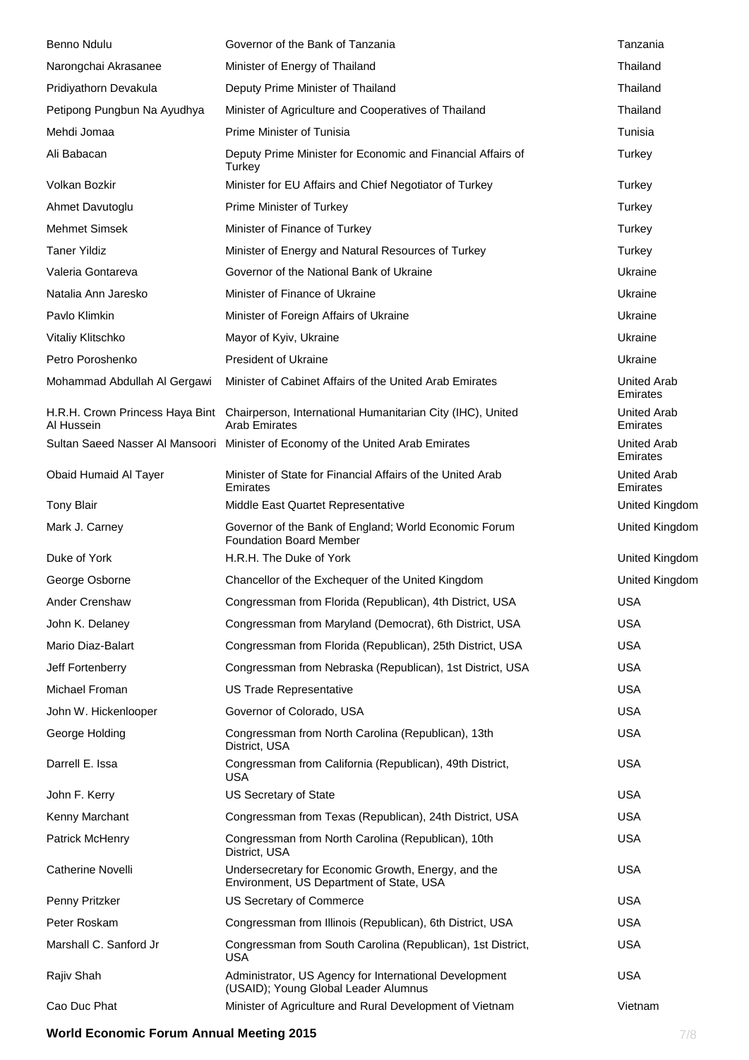| | | |
|---|---|---|
| Benno Ndulu | Governor of the Bank of Tanzania | Tanzania |
| Narongchai Akrasanee | Minister of Energy of Thailand | Thailand |
| Pridiyathorn Devakula | Deputy Prime Minister of Thailand | Thailand |
| Petipong Pungbun Na Ayudhya | Minister of Agriculture and Cooperatives of Thailand | Thailand |
| Mehdi Jomaa | Prime Minister of Tunisia | Tunisia |
| Ali Babacan | Deputy Prime Minister for Economic and Financial Affairs of Turkey | Turkey |
| Volkan Bozkir | Minister for EU Affairs and Chief Negotiator of Turkey | Turkey |
| Ahmet Davutoglu | Prime Minister of Turkey | Turkey |
| Mehmet Simsek | Minister of Finance of Turkey | Turkey |
| Taner Yildiz | Minister of Energy and Natural Resources of Turkey | Turkey |
| Valeria Gontareva | Governor of the National Bank of Ukraine | Ukraine |
| Natalia Ann Jaresko | Minister of Finance of Ukraine | Ukraine |
| Pavlo Klimkin | Minister of Foreign Affairs of Ukraine | Ukraine |
| Vitaliy Klitschko | Mayor of Kyiv, Ukraine | Ukraine |
| Petro Poroshenko | President of Ukraine | Ukraine |
| Mohammad Abdullah Al Gergawi | Minister of Cabinet Affairs of the United Arab Emirates | United Arab Emirates |
| H.R.H. Crown Princess Haya Bint Al Hussein | Chairperson, International Humanitarian City (IHC), United Arab Emirates | United Arab Emirates |
| Sultan Saeed Nasser Al Mansoori | Minister of Economy of the United Arab Emirates | United Arab Emirates |
| Obaid Humaid Al Tayer | Minister of State for Financial Affairs of the United Arab Emirates | United Arab Emirates |
| Tony Blair | Middle East Quartet Representative | United Kingdom |
| Mark J. Carney | Governor of the Bank of England; World Economic Forum Foundation Board Member | United Kingdom |
| Duke of York | H.R.H. The Duke of York | United Kingdom |
| George Osborne | Chancellor of the Exchequer of the United Kingdom | United Kingdom |
| Ander Crenshaw | Congressman from Florida (Republican), 4th District, USA | USA |
| John K. Delaney | Congressman from Maryland (Democrat), 6th District, USA | USA |
| Mario Diaz-Balart | Congressman from Florida (Republican), 25th District, USA | USA |
| Jeff Fortenberry | Congressman from Nebraska (Republican), 1st District, USA | USA |
| Michael Froman | US Trade Representative | USA |
| John W. Hickenlooper | Governor of Colorado, USA | USA |
| George Holding | Congressman from North Carolina (Republican), 13th District, USA | USA |
| Darrell E. Issa | Congressman from California (Republican), 49th District, USA | USA |
| John F. Kerry | US Secretary of State | USA |
| Kenny Marchant | Congressman from Texas (Republican), 24th District, USA | USA |
| Patrick McHenry | Congressman from North Carolina (Republican), 10th District, USA | USA |
| Catherine Novelli | Undersecretary for Economic Growth, Energy, and the Environment, US Department of State, USA | USA |
| Penny Pritzker | US Secretary of Commerce | USA |
| Peter Roskam | Congressman from Illinois (Republican), 6th District, USA | USA |
| Marshall C. Sanford Jr | Congressman from South Carolina (Republican), 1st District, USA | USA |
| Rajiv Shah | Administrator, US Agency for International Development (USAID); Young Global Leader Alumnus | USA |
| Cao Duc Phat | Minister of Agriculture and Rural Development of Vietnam | Vietnam |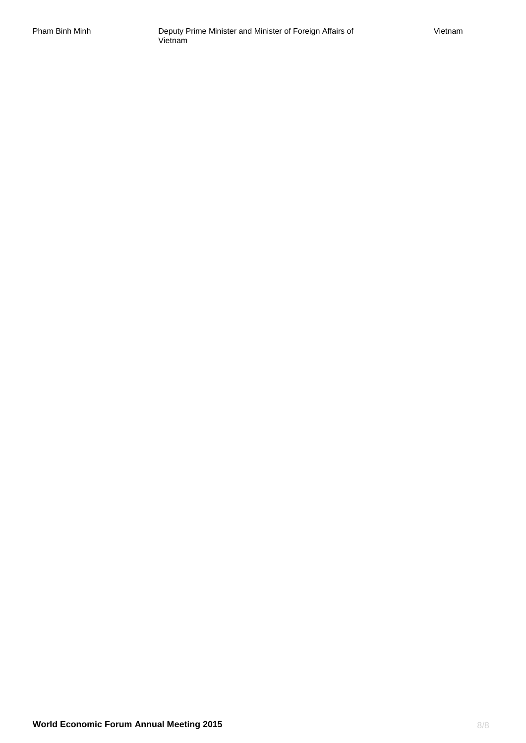| | | |
|---|---|---|
| Pham Binh Minh | Deputy Prime Minister and Minister of Foreign Affairs of Vietnam | Vietnam |